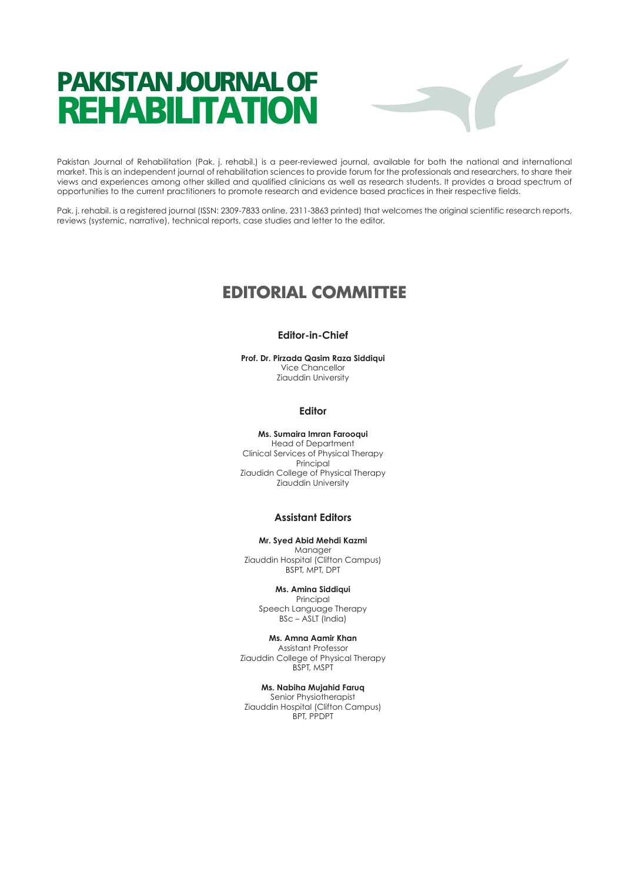# PAKISTAN JOURNAL OF REHABILITATION

Pakistan Journal of Rehabilitation (Pak. j. rehabil.) is a peer-reviewed journal, available for both the national and international market. This is an independent journal of rehabilitation sciences to provide forum for the professionals and researchers, to share their views and experiences among other skilled and qualified clinicians as well as research students. It provides a broad spectrum of opportunities to the current practitioners to promote research and evidence based practices in their respective fields.

Pak. j. rehabil. is a registered journal (ISSN: 2309-7833 online, 2311-3863 printed) that welcomes the original scientific research reports, reviews (systemic, narrative), technical reports, case studies and letter to the editor.

## EDITORIAL COMMITTEE

### Editor-in-Chief

**Prof. Dr. Pirzada Qasim Raza Siddiqui**
Vice Chancellor
Ziauddin University

### Editor

**Ms. Sumaira Imran Farooqui**
Head of Department
Clinical Services of Physical Therapy
Principal
Ziaudidn College of Physical Therapy
Ziauddin University

### Assistant Editors

**Mr. Syed Abid Mehdi Kazmi**
Manager
Ziauddin Hospital (Clifton Campus)
BSPT, MPT, DPT

**Ms. Amina Siddiqui**
Principal
Speech Language Therapy
BSc – ASLT (India)

**Ms. Amna Aamir Khan**
Assistant Professor
Ziauddin College of Physical Therapy
BSPT, MSPT

**Ms. Nabiha Mujahid Faruq**
Senior Physiotherapist
Ziauddin Hospital (Clifton Campus)
BPT, PPDPT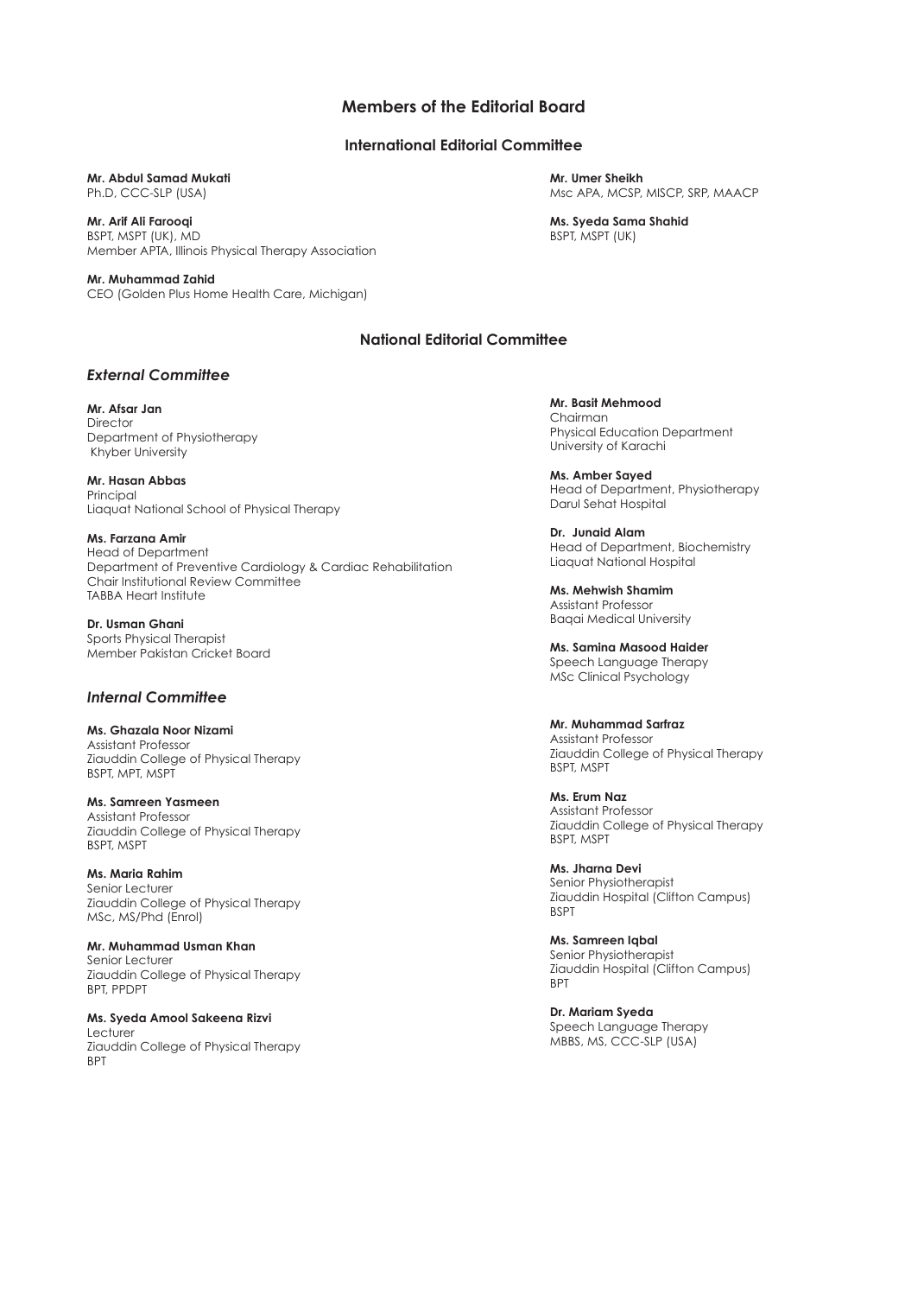# Members of the Editorial Board

## International Editorial Committee

**Mr. Abdul Samad Mukati**
Ph.D, CCC-SLP (USA)

**Mr. Arif Ali Farooqi**
BSPT, MSPT (UK), MD
Member APTA, Illinois Physical Therapy Association

**Mr. Muhammad Zahid**
CEO (Golden Plus Home Health Care, Michigan)

**Mr. Umer Sheikh**
Msc APA, MCSP, MISCP, SRP, MAACP

**Ms. Syeda Sama Shahid**
BSPT, MSPT (UK)

## National Editorial Committee

### *External Committee*

**Mr. Afsar Jan**
Director
Department of Physiotherapy
Khyber University

**Mr. Hasan Abbas**
Principal
Liaquat National School of Physical Therapy

**Ms. Farzana Amir**
Head of Department
Department of Preventive Cardiology & Cardiac Rehabilitation
Chair Institutional Review Committee
TABBA Heart Institute

**Dr. Usman Ghani**
Sports Physical Therapist
Member Pakistan Cricket Board

**Mr. Basit Mehmood**
Chairman
Physical Education Department
University of Karachi

**Ms. Amber Sayed**
Head of Department, Physiotherapy
Darul Sehat Hospital

**Dr. Junaid Alam**
Head of Department, Biochemistry
Liaquat National Hospital

**Ms. Mehwish Shamim**
Assistant Professor
Baqai Medical University

**Ms. Samina Masood Haider**
Speech Language Therapy
MSc Clinical Psychology

### *Internal Committee*

**Ms. Ghazala Noor Nizami**
Assistant Professor
Ziauddin College of Physical Therapy
BSPT, MPT, MSPT

**Ms. Samreen Yasmeen**
Assistant Professor
Ziauddin College of Physical Therapy
BSPT, MSPT

**Ms. Maria Rahim**
Senior Lecturer
Ziauddin College of Physical Therapy
MSc, MS/Phd (Enrol)

**Mr. Muhammad Usman Khan**
Senior Lecturer
Ziauddin College of Physical Therapy
BPT, PPDPT

**Ms. Syeda Amool Sakeena Rizvi**
Lecturer
Ziauddin College of Physical Therapy
BPT

**Mr. Muhammad Sarfraz**
Assistant Professor
Ziauddin College of Physical Therapy
BSPT, MSPT

**Ms. Erum Naz**
Assistant Professor
Ziauddin College of Physical Therapy
BSPT, MSPT

**Ms. Jharna Devi**
Senior Physiotherapist
Ziauddin Hospital (Clifton Campus)
BSPT

**Ms. Samreen Iqbal**
Senior Physiotherapist
Ziauddin Hospital (Clifton Campus)
BPT

**Dr. Mariam Syeda**
Speech Language Therapy
MBBS, MS, CCC-SLP (USA)